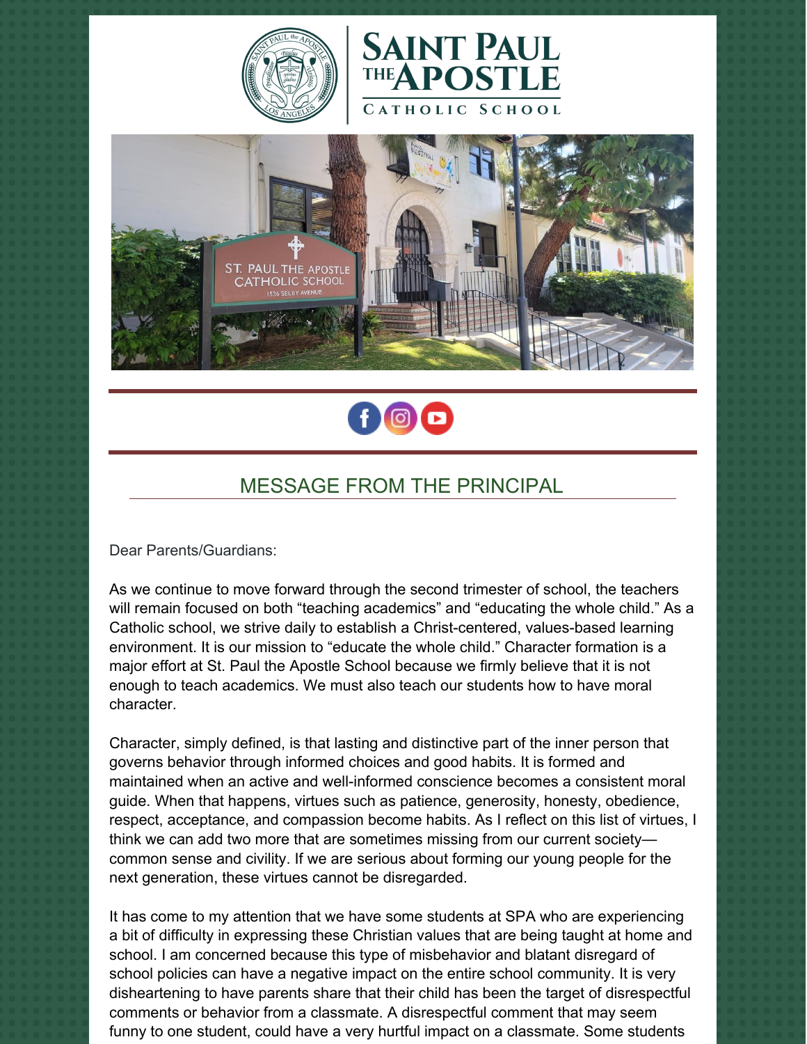# SAINT PAUL THE APOSTLE CATHOLIC SCHOOL

## MESSAGE FROM THE PRINCIPAL

Dear Parents/Guardians:

As we continue to move forward through the second trimester of school, the teachers will remain focused on both "teaching academics" and "educating the whole child." As a Catholic school, we strive daily to establish a Christ-centered, values-based learning environment. It is our mission to "educate the whole child." Character formation is a major effort at St. Paul the Apostle School because we firmly believe that it is not enough to teach academics. We must also teach our students how to have moral character.

Character, simply defined, is that lasting and distinctive part of the inner person that governs behavior through informed choices and good habits. It is formed and maintained when an active and well-informed conscience becomes a consistent moral guide. When that happens, virtues such as patience, generosity, honesty, obedience, respect, acceptance, and compassion become habits. As I reflect on this list of virtues, I think we can add two more that are sometimes missing from our current society—common sense and civility. If we are serious about forming our young people for the next generation, these virtues cannot be disregarded.

It has come to my attention that we have some students at SPA who are experiencing a bit of difficulty in expressing these Christian values that are being taught at home and school. I am concerned because this type of misbehavior and blatant disregard of school policies can have a negative impact on the entire school community. It is very disheartening to have parents share that their child has been the target of disrespectful comments or behavior from a classmate. A disrespectful comment that may seem funny to one student, could have a very hurtful impact on a classmate. Some students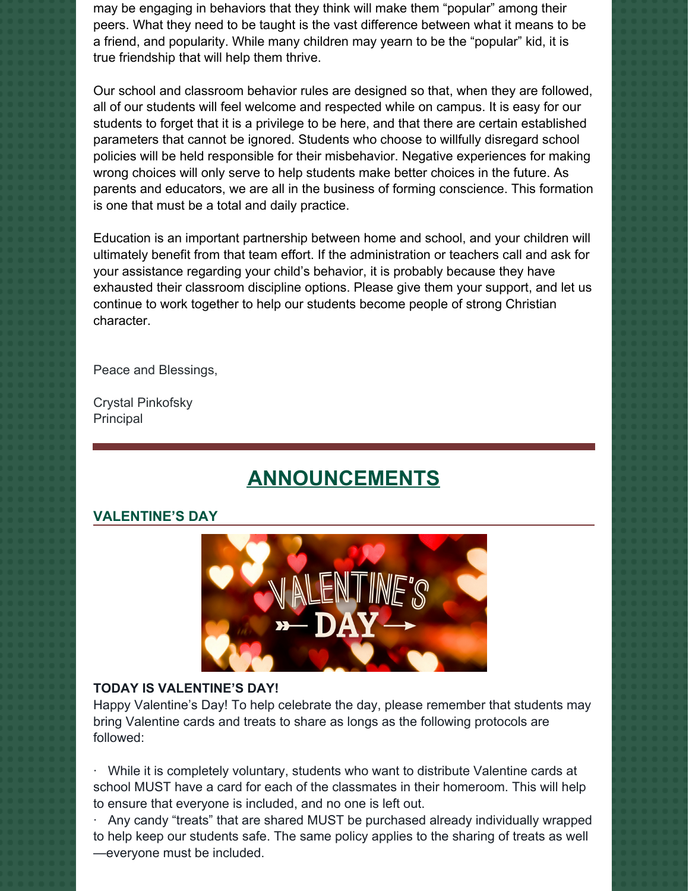may be engaging in behaviors that they think will make them "popular" among their peers. What they need to be taught is the vast difference between what it means to be a friend, and popularity. While many children may yearn to be the "popular" kid, it is true friendship that will help them thrive.

Our school and classroom behavior rules are designed so that, when they are followed, all of our students will feel welcome and respected while on campus. It is easy for our students to forget that it is a privilege to be here, and that there are certain established parameters that cannot be ignored. Students who choose to willfully disregard school policies will be held responsible for their misbehavior. Negative experiences for making wrong choices will only serve to help students make better choices in the future. As parents and educators, we are all in the business of forming conscience. This formation is one that must be a total and daily practice.

Education is an important partnership between home and school, and your children will ultimately benefit from that team effort. If the administration or teachers call and ask for your assistance regarding your child's behavior, it is probably because they have exhausted their classroom discipline options. Please give them your support, and let us continue to work together to help our students become people of strong Christian character.

Peace and Blessings,

Crystal Pinkofsky
Principal

## ANNOUNCEMENTS

### VALENTINE'S DAY

**TODAY IS VALENTINE'S DAY!**
Happy Valentine's Day! To help celebrate the day, please remember that students may bring Valentine cards and treats to share as longs as the following protocols are followed:

· While it is completely voluntary, students who want to distribute Valentine cards at school MUST have a card for each of the classmates in their homeroom. This will help to ensure that everyone is included, and no one is left out.
· Any candy "treats" that are shared MUST be purchased already individually wrapped to help keep our students safe. The same policy applies to the sharing of treats as well—everyone must be included.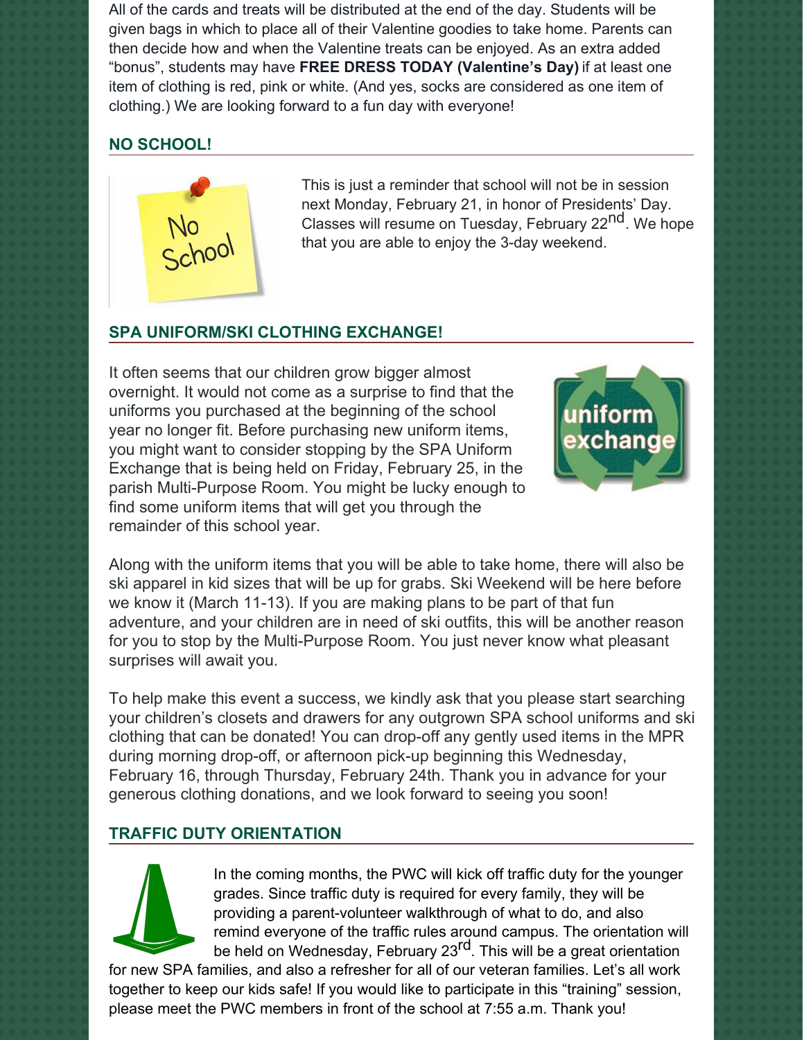All of the cards and treats will be distributed at the end of the day. Students will be given bags in which to place all of their Valentine goodies to take home. Parents can then decide how and when the Valentine treats can be enjoyed. As an extra added "bonus", students may have **FREE DRESS TODAY (Valentine's Day)** if at least one item of clothing is red, pink or white. (And yes, socks are considered as one item of clothing.) We are looking forward to a fun day with everyone!

## NO SCHOOL!

This is just a reminder that school will not be in session next Monday, February 21, in honor of Presidents' Day. Classes will resume on Tuesday, February 22nd. We hope that you are able to enjoy the 3-day weekend.

## SPA UNIFORM/SKI CLOTHING EXCHANGE!

It often seems that our children grow bigger almost overnight. It would not come as a surprise to find that the uniforms you purchased at the beginning of the school year no longer fit. Before purchasing new uniform items, you might want to consider stopping by the SPA Uniform Exchange that is being held on Friday, February 25, in the parish Multi-Purpose Room. You might be lucky enough to find some uniform items that will get you through the remainder of this school year.

Along with the uniform items that you will be able to take home, there will also be ski apparel in kid sizes that will be up for grabs. Ski Weekend will be here before we know it (March 11-13). If you are making plans to be part of that fun adventure, and your children are in need of ski outfits, this will be another reason for you to stop by the Multi-Purpose Room. You just never know what pleasant surprises will await you.

To help make this event a success, we kindly ask that you please start searching your children's closets and drawers for any outgrown SPA school uniforms and ski clothing that can be donated! You can drop-off any gently used items in the MPR during morning drop-off, or afternoon pick-up beginning this Wednesday, February 16, through Thursday, February 24th. Thank you in advance for your generous clothing donations, and we look forward to seeing you soon!

## TRAFFIC DUTY ORIENTATION

In the coming months, the PWC will kick off traffic duty for the younger grades. Since traffic duty is required for every family, they will be providing a parent-volunteer walkthrough of what to do, and also remind everyone of the traffic rules around campus. The orientation will be held on Wednesday, February 23rd. This will be a great orientation for new SPA families, and also a refresher for all of our veteran families. Let's all work together to keep our kids safe! If you would like to participate in this "training" session, please meet the PWC members in front of the school at 7:55 a.m. Thank you!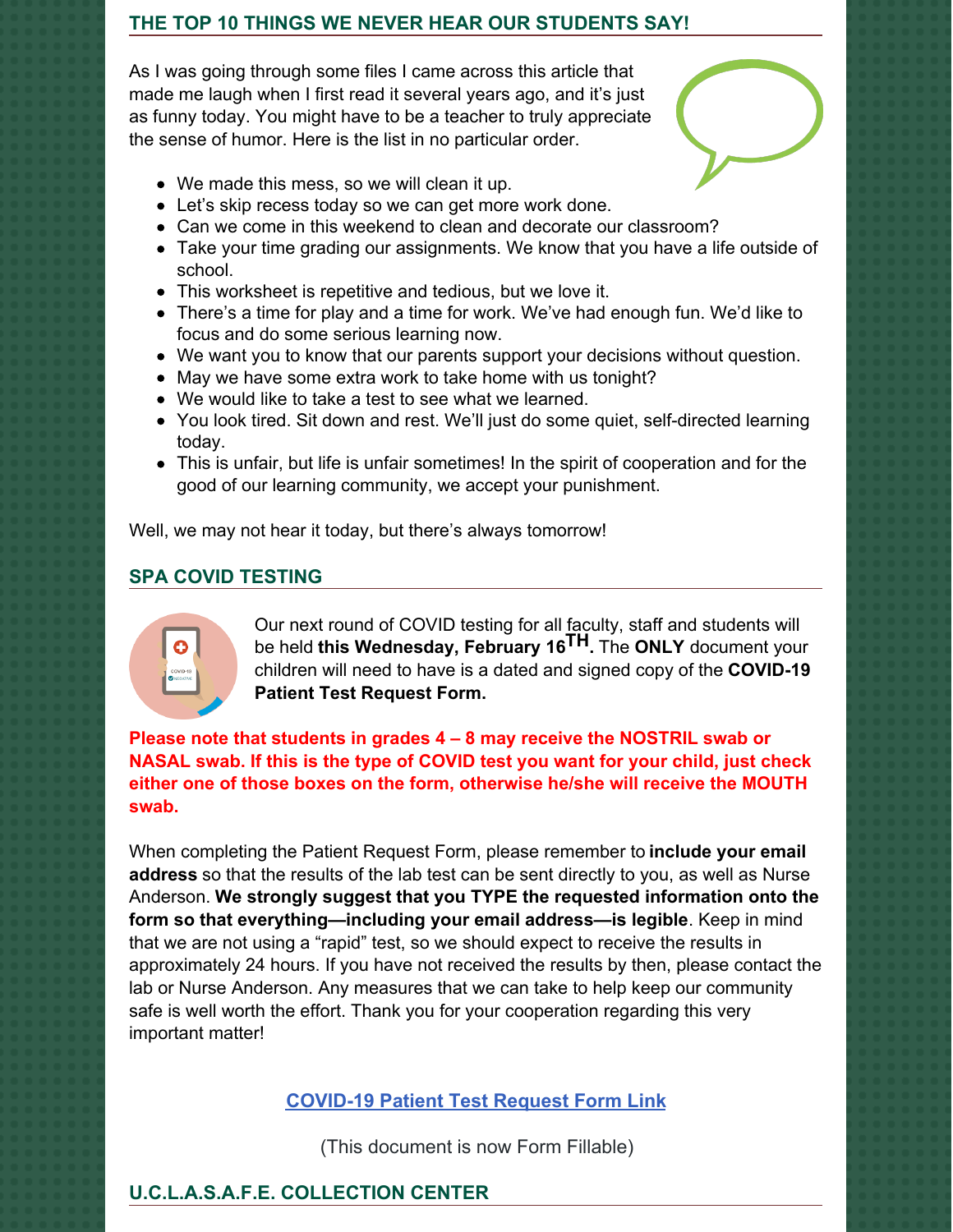## THE TOP 10 THINGS WE NEVER HEAR OUR STUDENTS SAY!

As I was going through some files I came across this article that made me laugh when I first read it several years ago, and it's just as funny today. You might have to be a teacher to truly appreciate the sense of humor. Here is the list in no particular order.

- We made this mess, so we will clean it up.
- Let's skip recess today so we can get more work done.
- Can we come in this weekend to clean and decorate our classroom?
- Take your time grading our assignments. We know that you have a life outside of school.
- This worksheet is repetitive and tedious, but we love it.
- There's a time for play and a time for work. We've had enough fun. We'd like to focus and do some serious learning now.
- We want you to know that our parents support your decisions without question.
- May we have some extra work to take home with us tonight?
- We would like to take a test to see what we learned.
- You look tired. Sit down and rest. We'll just do some quiet, self-directed learning today.
- This is unfair, but life is unfair sometimes! In the spirit of cooperation and for the good of our learning community, we accept your punishment.

Well, we may not hear it today, but there's always tomorrow!

## SPA COVID TESTING

Our next round of COVID testing for all faculty, staff and students will be held **this Wednesday, February 16TH.** The **ONLY** document your children will need to have is a dated and signed copy of the **COVID-19 Patient Test Request Form.**

**Please note that students in grades 4 – 8 may receive the NOSTRIL swab or NASAL swab. If this is the type of COVID test you want for your child, just check either one of those boxes on the form, otherwise he/she will receive the MOUTH swab.**

When completing the Patient Request Form, please remember to **include your email address** so that the results of the lab test can be sent directly to you, as well as Nurse Anderson. **We strongly suggest that you TYPE the requested information onto the form so that everything—including your email address—is legible**. Keep in mind that we are not using a "rapid" test, so we should expect to receive the results in approximately 24 hours. If you have not received the results by then, please contact the lab or Nurse Anderson. Any measures that we can take to help keep our community safe is well worth the effort. Thank you for your cooperation regarding this very important matter!

**COVID-19 Patient Test Request Form Link**

(This document is now Form Fillable)

## U.C.L.A.S.A.F.E. COLLECTION CENTER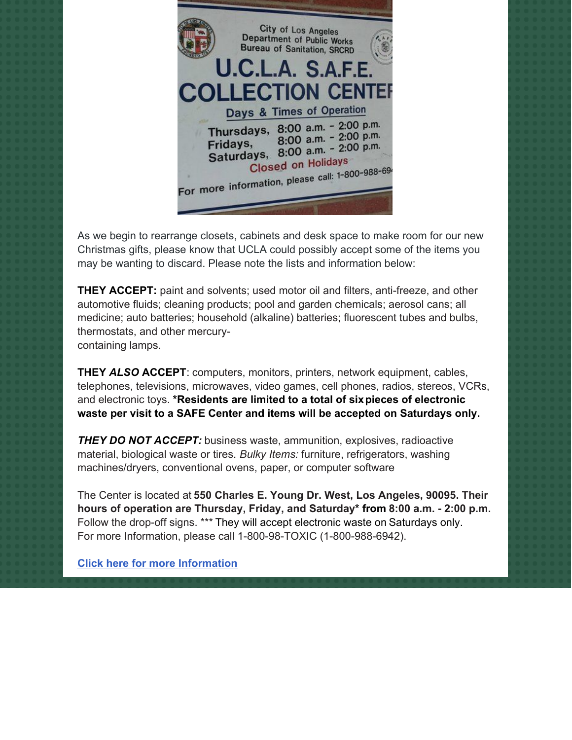As we begin to rearrange closets, cabinets and desk space to make room for our new Christmas gifts, please know that UCLA could possibly accept some of the items you may be wanting to discard. Please note the lists and information below:

**THEY ACCEPT:** paint and solvents; used motor oil and filters, anti-freeze, and other automotive fluids; cleaning products; pool and garden chemicals; aerosol cans; all medicine; auto batteries; household (alkaline) batteries; fluorescent tubes and bulbs, thermostats, and other mercury-containing lamps.

**THEY *ALSO* ACCEPT**: computers, monitors, printers, network equipment, cables, telephones, televisions, microwaves, video games, cell phones, radios, stereos, VCRs, and electronic toys. ***Residents are limited to a total of six pieces of electronic waste per visit to a SAFE Center and items will be accepted on Saturdays only.**

***THEY DO NOT ACCEPT:*** business waste, ammunition, explosives, radioactive material, biological waste or tires. *Bulky Items:* furniture, refrigerators, washing machines/dryers, conventional ovens, paper, or computer software

The Center is located at **550 Charles E. Young Dr. West, Los Angeles, 90095. Their hours of operation are Thursday, Friday, and Saturday* from 8:00 a.m. - 2:00 p.m.** Follow the drop-off signs. *** They will accept electronic waste on Saturdays only. For more Information, please call 1-800-98-TOXIC (1-800-988-6942).

**[Click here for more Information]**